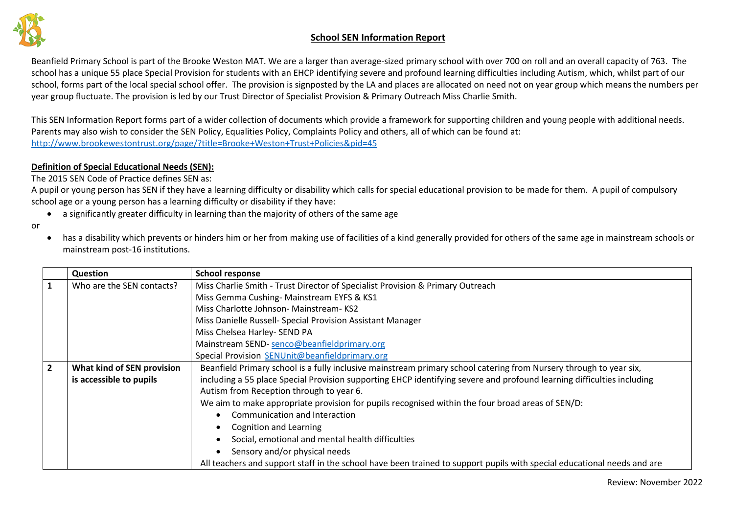# School SEN Information Report

Beanfield Primary School is part of the Brooke Weston MAT. We are a larger than average-sized primary school with over 700 on roll and an overall capacity of 763. The school has a unique 55 place Special Provision for students with an EHCP identifying severe and profound learning difficulties including Autism, which, whilst part of our school, forms part of the local special school offer. The provision is signposted by the LA and places are allocated on need not on year group which means the numbers per year group fluctuate. The provision is led by our Trust Director of Specialist Provision & Primary Outreach Miss Charlie Smith.

This SEN Information Report forms part of a wider collection of documents which provide a framework for supporting children and young people with additional needs. Parents may also wish to consider the SEN Policy, Equalities Policy, Complaints Policy and others, all of which can be found at:
http://www.brookewestontrust.org/page/?title=Brooke+Weston+Trust+Policies&pid=45

**Definition of Special Educational Needs (SEN):**

The 2015 SEN Code of Practice defines SEN as:

A pupil or young person has SEN if they have a learning difficulty or disability which calls for special educational provision to be made for them. A pupil of compulsory school age or a young person has a learning difficulty or disability if they have:

- a significantly greater difficulty in learning than the majority of others of the same age

or

- has a disability which prevents or hinders him or her from making use of facilities of a kind generally provided for others of the same age in mainstream schools or mainstream post-16 institutions.

| | Question | School response |
|---|---|---|
| **1** | Who are the SEN contacts? | Miss Charlie Smith - Trust Director of Specialist Provision & Primary Outreach<br>Miss Gemma Cushing- Mainstream EYFS & KS1<br>Miss Charlotte Johnson- Mainstream- KS2<br>Miss Danielle Russell- Special Provision Assistant Manager<br>Miss Chelsea Harley- SEND PA<br>Mainstream SEND- senco@beanfieldprimary.org<br>Special Provision SENUnit@beanfieldprimary.org |
| **2** | **What kind of SEN provision is accessible to pupils** | Beanfield Primary school is a fully inclusive mainstream primary school catering from Nursery through to year six, including a 55 place Special Provision supporting EHCP identifying severe and profound learning difficulties including Autism from Reception through to year 6.<br>We aim to make appropriate provision for pupils recognised within the four broad areas of SEN/D:<br>• Communication and Interaction<br>• Cognition and Learning<br>• Social, emotional and mental health difficulties<br>• Sensory and/or physical needs<br>All teachers and support staff in the school have been trained to support pupils with special educational needs and are |

Review: November 2022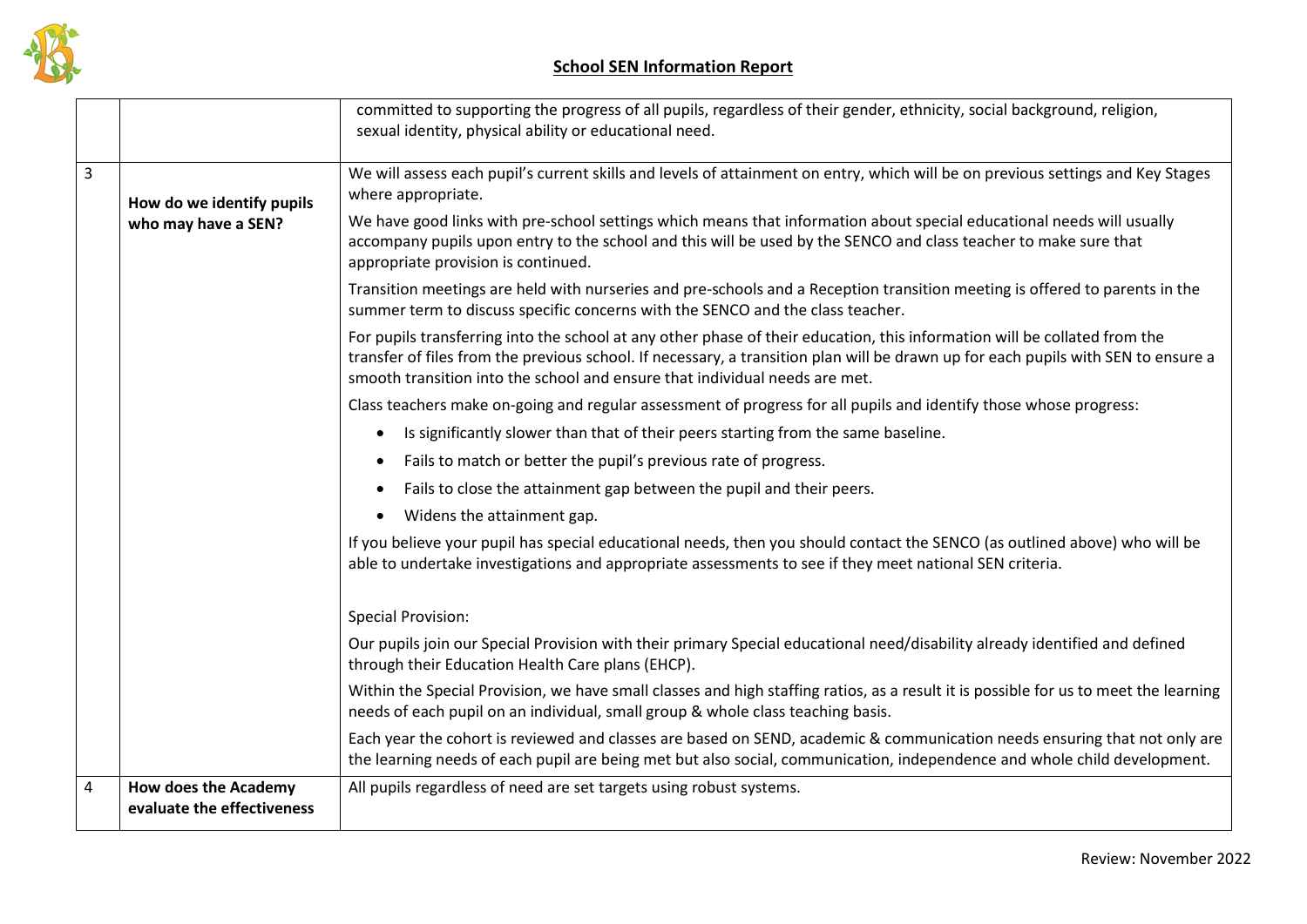## School SEN Information Report

| | | |
|---|---|---|
| | | committed to supporting the progress of all pupils, regardless of their gender, ethnicity, social background, religion, sexual identity, physical ability or educational need. |
| 3 | **How do we identify pupils who may have a SEN?** | We will assess each pupil's current skills and levels of attainment on entry, which will be on previous settings and Key Stages where appropriate.<br><br>We have good links with pre-school settings which means that information about special educational needs will usually accompany pupils upon entry to the school and this will be used by the SENCO and class teacher to make sure that appropriate provision is continued.<br><br>Transition meetings are held with nurseries and pre-schools and a Reception transition meeting is offered to parents in the summer term to discuss specific concerns with the SENCO and the class teacher.<br><br>For pupils transferring into the school at any other phase of their education, this information will be collated from the transfer of files from the previous school. If necessary, a transition plan will be drawn up for each pupils with SEN to ensure a smooth transition into the school and ensure that individual needs are met.<br><br>Class teachers make on-going and regular assessment of progress for all pupils and identify those whose progress:<br>• Is significantly slower than that of their peers starting from the same baseline.<br>• Fails to match or better the pupil's previous rate of progress.<br>• Fails to close the attainment gap between the pupil and their peers.<br>• Widens the attainment gap.<br><br>If you believe your pupil has special educational needs, then you should contact the SENCO (as outlined above) who will be able to undertake investigations and appropriate assessments to see if they meet national SEN criteria.<br><br>Special Provision:<br><br>Our pupils join our Special Provision with their primary Special educational need/disability already identified and defined through their Education Health Care plans (EHCP).<br><br>Within the Special Provision, we have small classes and high staffing ratios, as a result it is possible for us to meet the learning needs of each pupil on an individual, small group & whole class teaching basis.<br><br>Each year the cohort is reviewed and classes are based on SEND, academic & communication needs ensuring that not only are the learning needs of each pupil are being met but also social, communication, independence and whole child development. |
| 4 | **How does the Academy evaluate the effectiveness** | All pupils regardless of need are set targets using robust systems. |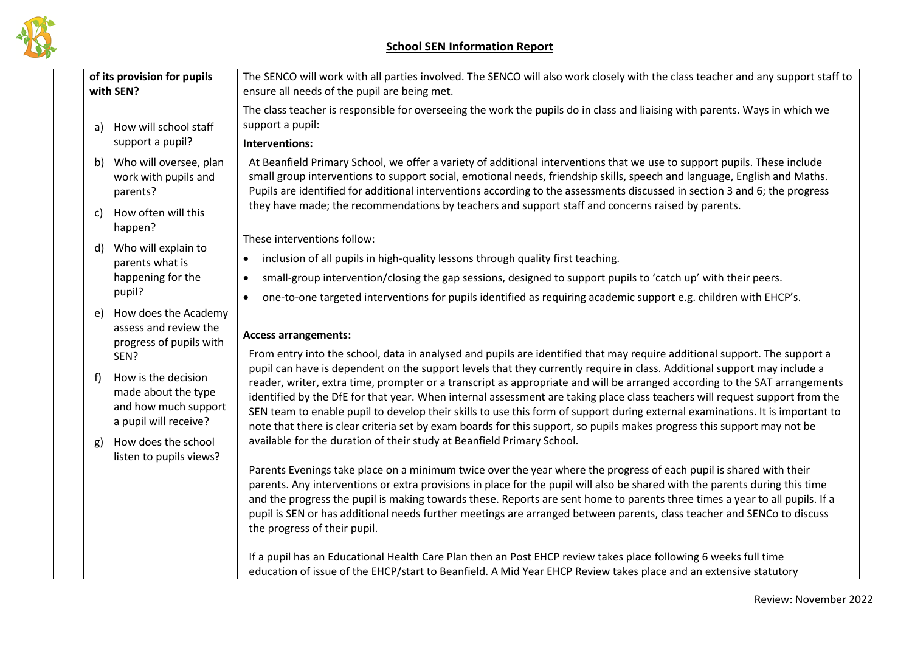## School SEN Information Report

| of its provision for pupils with SEN?<br><br>a) How will school staff support a pupil?<br>b) Who will oversee, plan work with pupils and parents?<br>c) How often will this happen?<br>d) Who will explain to parents what is happening for the pupil?<br>e) How does the Academy assess and review the progress of pupils with SEN?<br>f) How is the decision made about the type and how much support a pupil will receive?<br>g) How does the school listen to pupils views? | The SENCO will work with all parties involved. The SENCO will also work closely with the class teacher and any support staff to ensure all needs of the pupil are being met.<br><br>The class teacher is responsible for overseeing the work the pupils do in class and liaising with parents. Ways in which we support a pupil:<br><br>**Interventions:**<br><br>At Beanfield Primary School, we offer a variety of additional interventions that we use to support pupils. These include small group interventions to support social, emotional needs, friendship skills, speech and language, English and Maths. Pupils are identified for additional interventions according to the assessments discussed in section 3 and 6; the progress they have made; the recommendations by teachers and support staff and concerns raised by parents.<br><br>These interventions follow:<br>• inclusion of all pupils in high-quality lessons through quality first teaching.<br>• small-group intervention/closing the gap sessions, designed to support pupils to 'catch up' with their peers.<br>• one-to-one targeted interventions for pupils identified as requiring academic support e.g. children with EHCP's.<br><br>**Access arrangements:**<br><br>From entry into the school, data in analysed and pupils are identified that may require additional support. The support a pupil can have is dependent on the support levels that they currently require in class. Additional support may include a reader, writer, extra time, prompter or a transcript as appropriate and will be arranged according to the SAT arrangements identified by the DfE for that year. When internal assessment are taking place class teachers will request support from the SEN team to enable pupil to develop their skills to use this form of support during external examinations. It is important to note that there is clear criteria set by exam boards for this support, so pupils makes progress this support may not be available for the duration of their study at Beanfield Primary School.<br><br>Parents Evenings take place on a minimum twice over the year where the progress of each pupil is shared with their parents. Any interventions or extra provisions in place for the pupil will also be shared with the parents during this time and the progress the pupil is making towards these. Reports are sent home to parents three times a year to all pupils. If a pupil is SEN or has additional needs further meetings are arranged between parents, class teacher and SENCo to discuss the progress of their pupil.<br><br>If a pupil has an Educational Health Care Plan then an Post EHCP review takes place following 6 weeks full time education of issue of the EHCP/start to Beanfield. A Mid Year EHCP Review takes place and an extensive statutory |
|---|---|

Review: November 2022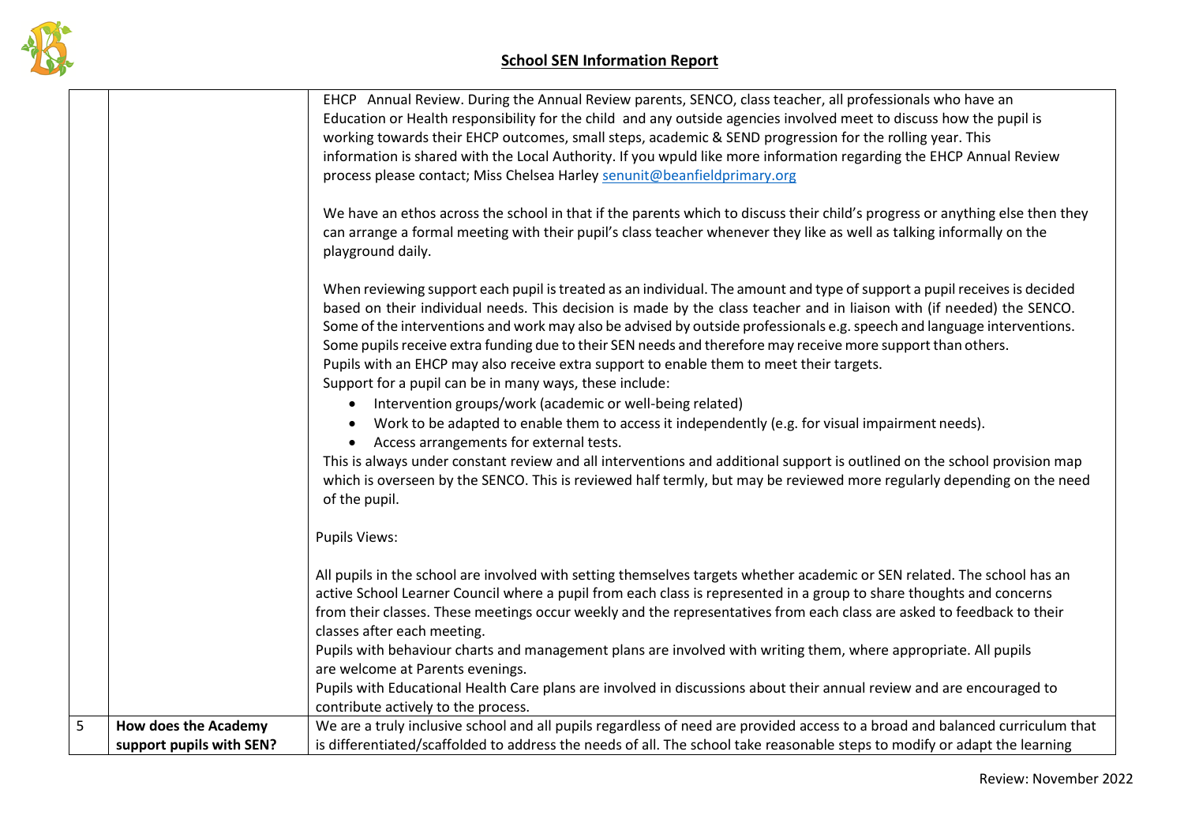## School SEN Information Report

| | | |
|---|---|---|
| | | EHCP Annual Review. During the Annual Review parents, SENCO, class teacher, all professionals who have an Education or Health responsibility for the child and any outside agencies involved meet to discuss how the pupil is working towards their EHCP outcomes, small steps, academic & SEND progression for the rolling year. This information is shared with the Local Authority. If you wpuld like more information regarding the EHCP Annual Review process please contact; Miss Chelsea Harley senunit@beanfieldprimary.org<br><br>We have an ethos across the school in that if the parents which to discuss their child's progress or anything else then they can arrange a formal meeting with their pupil's class teacher whenever they like as well as talking informally on the playground daily.<br><br>When reviewing support each pupil is treated as an individual. The amount and type of support a pupil receives is decided based on their individual needs. This decision is made by the class teacher and in liaison with (if needed) the SENCO. Some of the interventions and work may also be advised by outside professionals e.g. speech and language interventions. Some pupils receive extra funding due to their SEN needs and therefore may receive more support than others.<br>Pupils with an EHCP may also receive extra support to enable them to meet their targets.<br>Support for a pupil can be in many ways, these include:<br>• Intervention groups/work (academic or well-being related)<br>• Work to be adapted to enable them to access it independently (e.g. for visual impairment needs).<br>• Access arrangements for external tests.<br>This is always under constant review and all interventions and additional support is outlined on the school provision map which is overseen by the SENCO. This is reviewed half termly, but may be reviewed more regularly depending on the need of the pupil.<br><br>Pupils Views:<br><br>All pupils in the school are involved with setting themselves targets whether academic or SEN related. The school has an active School Learner Council where a pupil from each class is represented in a group to share thoughts and concerns from their classes. These meetings occur weekly and the representatives from each class are asked to feedback to their classes after each meeting.<br>Pupils with behaviour charts and management plans are involved with writing them, where appropriate. All pupils are welcome at Parents evenings.<br>Pupils with Educational Health Care plans are involved in discussions about their annual review and are encouraged to contribute actively to the process. |
| 5 | **How does the Academy support pupils with SEN?** | We are a truly inclusive school and all pupils regardless of need are provided access to a broad and balanced curriculum that is differentiated/scaffolded to address the needs of all. The school take reasonable steps to modify or adapt the learning |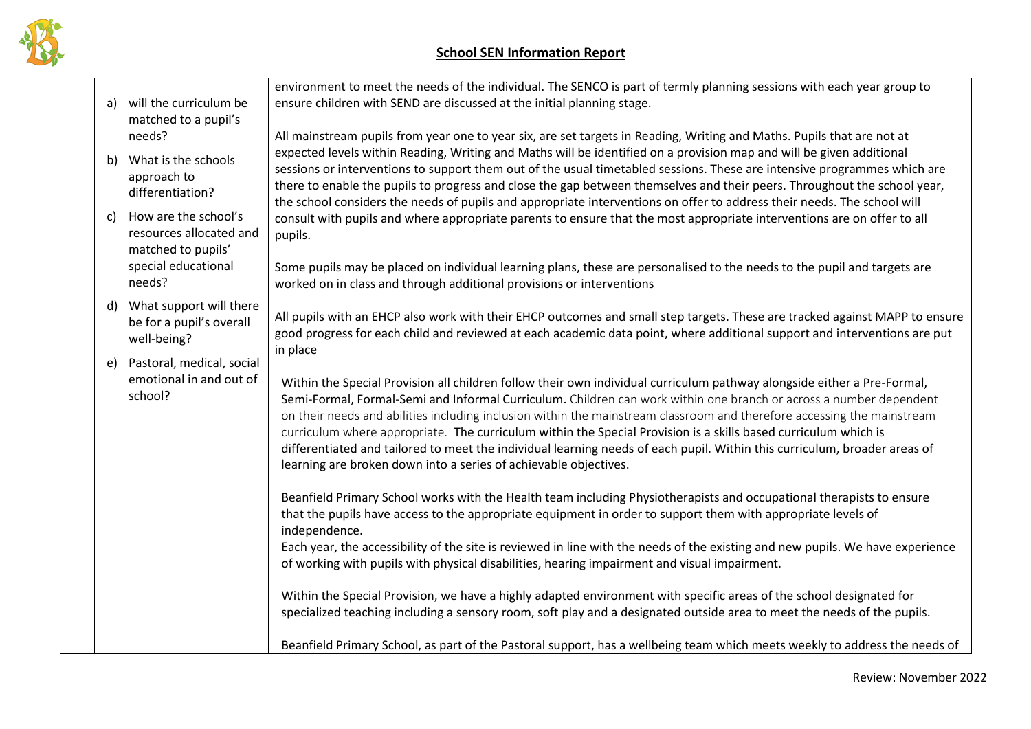## School SEN Information Report

| | | |
|---|---|---|
| | a) will the curriculum be matched to a pupil's needs?<br><br>b) What is the schools approach to differentiation?<br><br>c) How are the school's resources allocated and matched to pupils' special educational needs?<br><br>d) What support will there be for a pupil's overall well-being?<br><br>e) Pastoral, medical, social emotional in and out of school? | environment to meet the needs of the individual. The SENCO is part of termly planning sessions with each year group to ensure children with SEND are discussed at the initial planning stage.<br><br>All mainstream pupils from year one to year six, are set targets in Reading, Writing and Maths. Pupils that are not at expected levels within Reading, Writing and Maths will be identified on a provision map and will be given additional sessions or interventions to support them out of the usual timetabled sessions. These are intensive programmes which are there to enable the pupils to progress and close the gap between themselves and their peers. Throughout the school year, the school considers the needs of pupils and appropriate interventions on offer to address their needs. The school will consult with pupils and where appropriate parents to ensure that the most appropriate interventions are on offer to all pupils.<br><br>Some pupils may be placed on individual learning plans, these are personalised to the needs to the pupil and targets are worked on in class and through additional provisions or interventions<br><br>All pupils with an EHCP also work with their EHCP outcomes and small step targets. These are tracked against MAPP to ensure good progress for each child and reviewed at each academic data point, where additional support and interventions are put in place<br><br>Within the Special Provision all children follow their own individual curriculum pathway alongside either a Pre-Formal, Semi-Formal, Formal-Semi and Informal Curriculum. Children can work within one branch or across a number dependent on their needs and abilities including inclusion within the mainstream classroom and therefore accessing the mainstream curriculum where appropriate. The curriculum within the Special Provision is a skills based curriculum which is differentiated and tailored to meet the individual learning needs of each pupil. Within this curriculum, broader areas of learning are broken down into a series of achievable objectives.<br><br>Beanfield Primary School works with the Health team including Physiotherapists and occupational therapists to ensure that the pupils have access to the appropriate equipment in order to support them with appropriate levels of independence.<br>Each year, the accessibility of the site is reviewed in line with the needs of the existing and new pupils. We have experience of working with pupils with physical disabilities, hearing impairment and visual impairment.<br><br>Within the Special Provision, we have a highly adapted environment with specific areas of the school designated for specialized teaching including a sensory room, soft play and a designated outside area to meet the needs of the pupils.<br><br>Beanfield Primary School, as part of the Pastoral support, has a wellbeing team which meets weekly to address the needs of |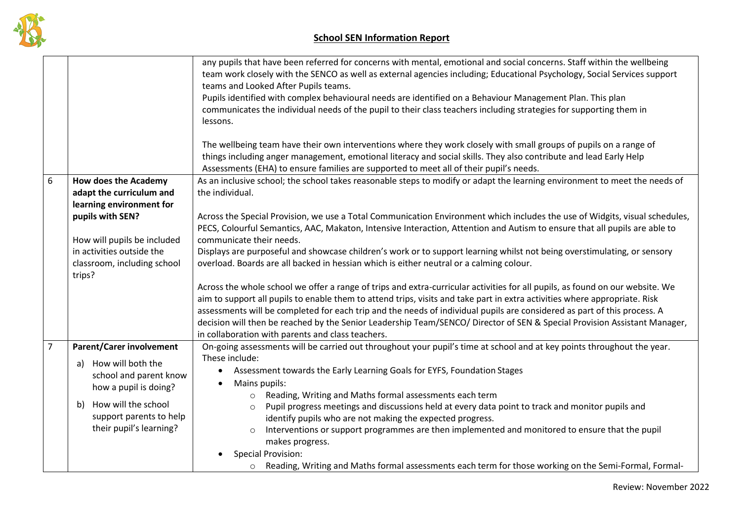## School SEN Information Report

| | | |
|---|---|---|
| | | any pupils that have been referred for concerns with mental, emotional and social concerns. Staff within the wellbeing team work closely with the SENCO as well as external agencies including; Educational Psychology, Social Services support teams and Looked After Pupils teams.<br>Pupils identified with complex behavioural needs are identified on a Behaviour Management Plan. This plan communicates the individual needs of the pupil to their class teachers including strategies for supporting them in lessons.<br><br>The wellbeing team have their own interventions where they work closely with small groups of pupils on a range of things including anger management, emotional literacy and social skills. They also contribute and lead Early Help Assessments (EHA) to ensure families are supported to meet all of their pupil's needs. |
| 6 | **How does the Academy adapt the curriculum and learning environment for pupils with SEN?**<br><br>How will pupils be included in activities outside the classroom, including school trips? | As an inclusive school; the school takes reasonable steps to modify or adapt the learning environment to meet the needs of the individual.<br><br>Across the Special Provision, we use a Total Communication Environment which includes the use of Widgits, visual schedules, PECS, Colourful Semantics, AAC, Makaton, Intensive Interaction, Attention and Autism to ensure that all pupils are able to communicate their needs.<br>Displays are purposeful and showcase children's work or to support learning whilst not being overstimulating, or sensory overload. Boards are all backed in hessian which is either neutral or a calming colour.<br><br>Across the whole school we offer a range of trips and extra-curricular activities for all pupils, as found on our website. We aim to support all pupils to enable them to attend trips, visits and take part in extra activities where appropriate. Risk assessments will be completed for each trip and the needs of individual pupils are considered as part of this process. A decision will then be reached by the Senior Leadership Team/SENCO/ Director of SEN & Special Provision Assistant Manager, in collaboration with parents and class teachers. |
| 7 | **Parent/Carer involvement**<br>a) How will both the school and parent know how a pupil is doing?<br>b) How will the school support parents to help their pupil's learning? | On-going assessments will be carried out throughout your pupil's time at school and at key points throughout the year. These include:<br>• Assessment towards the Early Learning Goals for EYFS, Foundation Stages<br>• Mains pupils:<br>&nbsp;&nbsp;○ Reading, Writing and Maths formal assessments each term<br>&nbsp;&nbsp;○ Pupil progress meetings and discussions held at every data point to track and monitor pupils and identify pupils who are not making the expected progress.<br>&nbsp;&nbsp;○ Interventions or support programmes are then implemented and monitored to ensure that the pupil makes progress.<br>• Special Provision:<br>&nbsp;&nbsp;○ Reading, Writing and Maths formal assessments each term for those working on the Semi-Formal, Formal- |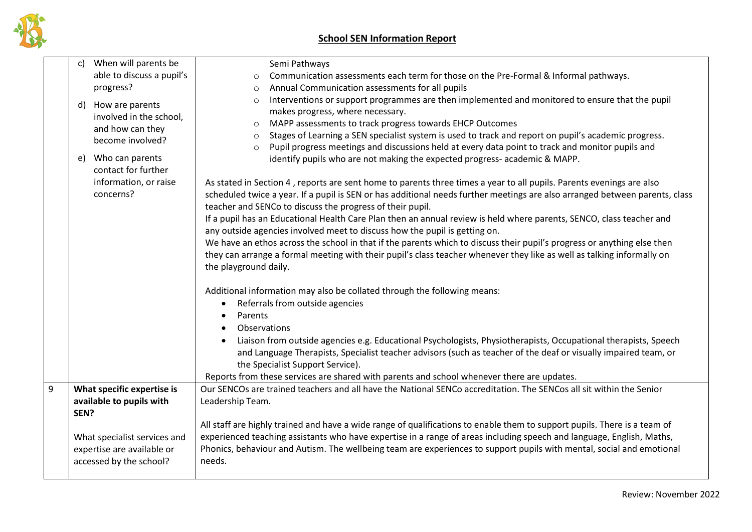## School SEN Information Report

| | | |
|---|---|---|
| | c) When will parents be able to discuss a pupil's progress?<br><br>d) How are parents involved in the school, and how can they become involved?<br><br>e) Who can parents contact for further information, or raise concerns? | Semi Pathways<br>○ Communication assessments each term for those on the Pre-Formal & Informal pathways.<br>○ Annual Communication assessments for all pupils<br>○ Interventions or support programmes are then implemented and monitored to ensure that the pupil makes progress, where necessary.<br>○ MAPP assessments to track progress towards EHCP Outcomes<br>○ Stages of Learning a SEN specialist system is used to track and report on pupil's academic progress.<br>○ Pupil progress meetings and discussions held at every data point to track and monitor pupils and identify pupils who are not making the expected progress- academic & MAPP.<br><br>As stated in Section 4 , reports are sent home to parents three times a year to all pupils. Parents evenings are also scheduled twice a year. If a pupil is SEN or has additional needs further meetings are also arranged between parents, class teacher and SENCo to discuss the progress of their pupil.<br>If a pupil has an Educational Health Care Plan then an annual review is held where parents, SENCO, class teacher and any outside agencies involved meet to discuss how the pupil is getting on.<br>We have an ethos across the school in that if the parents which to discuss their pupil's progress or anything else then they can arrange a formal meeting with their pupil's class teacher whenever they like as well as talking informally on the playground daily.<br><br>Additional information may also be collated through the following means:<br>• Referrals from outside agencies<br>• Parents<br>• Observations<br>• Liaison from outside agencies e.g. Educational Psychologists, Physiotherapists, Occupational therapists, Speech and Language Therapists, Specialist teacher advisors (such as teacher of the deaf or visually impaired team, or the Specialist Support Service).<br>Reports from these services are shared with parents and school whenever there are updates. |
| 9 | **What specific expertise is available to pupils with SEN?**<br><br>What specialist services and expertise are available or accessed by the school? | Our SENCOs are trained teachers and all have the National SENCo accreditation. The SENCos all sit within the Senior Leadership Team.<br><br>All staff are highly trained and have a wide range of qualifications to enable them to support pupils. There is a team of experienced teaching assistants who have expertise in a range of areas including speech and language, English, Maths, Phonics, behaviour and Autism. The wellbeing team are experiences to support pupils with mental, social and emotional needs. |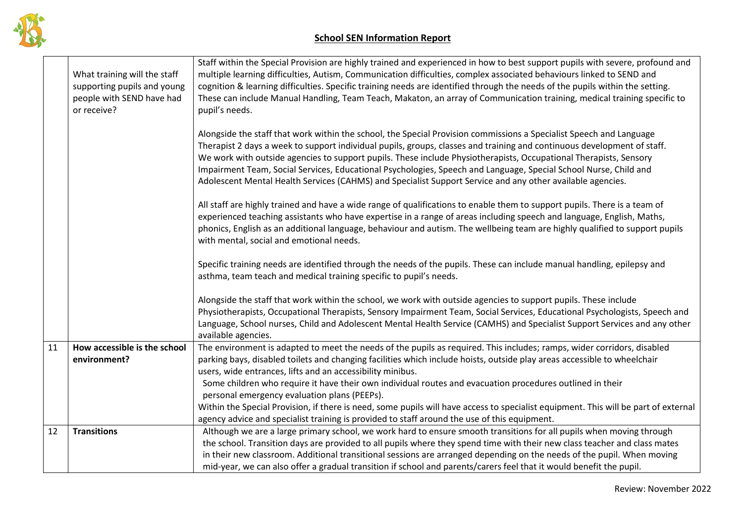## School SEN Information Report

| | | |
|---|---|---|
| | What training will the staff supporting pupils and young people with SEND have had or receive? | Staff within the Special Provision are highly trained and experienced in how to best support pupils with severe, profound and multiple learning difficulties, Autism, Communication difficulties, complex associated behaviours linked to SEND and cognition & learning difficulties. Specific training needs are identified through the needs of the pupils within the setting. These can include Manual Handling, Team Teach, Makaton, an array of Communication training, medical training specific to pupil's needs.<br><br>Alongside the staff that work within the school, the Special Provision commissions a Specialist Speech and Language Therapist 2 days a week to support individual pupils, groups, classes and training and continuous development of staff. We work with outside agencies to support pupils. These include Physiotherapists, Occupational Therapists, Sensory Impairment Team, Social Services, Educational Psychologies, Speech and Language, Special School Nurse, Child and Adolescent Mental Health Services (CAHMS) and Specialist Support Service and any other available agencies.<br><br>All staff are highly trained and have a wide range of qualifications to enable them to support pupils. There is a team of experienced teaching assistants who have expertise in a range of areas including speech and language, English, Maths, phonics, English as an additional language, behaviour and autism. The wellbeing team are highly qualified to support pupils with mental, social and emotional needs.<br><br>Specific training needs are identified through the needs of the pupils. These can include manual handling, epilepsy and asthma, team teach and medical training specific to pupil's needs.<br><br>Alongside the staff that work within the school, we work with outside agencies to support pupils. These include Physiotherapists, Occupational Therapists, Sensory Impairment Team, Social Services, Educational Psychologists, Speech and Language, School nurses, Child and Adolescent Mental Health Service (CAMHS) and Specialist Support Services and any other available agencies. |
| 11 | **How accessible is the school environment?** | The environment is adapted to meet the needs of the pupils as required. This includes; ramps, wider corridors, disabled parking bays, disabled toilets and changing facilities which include hoists, outside play areas accessible to wheelchair users, wide entrances, lifts and an accessibility minibus.<br>Some children who require it have their own individual routes and evacuation procedures outlined in their personal emergency evaluation plans (PEEPs).<br>Within the Special Provision, if there is need, some pupils will have access to specialist equipment. This will be part of external agency advice and specialist training is provided to staff around the use of this equipment. |
| 12 | **Transitions** | Although we are a large primary school, we work hard to ensure smooth transitions for all pupils when moving through the school. Transition days are provided to all pupils where they spend time with their new class teacher and class mates in their new classroom. Additional transitional sessions are arranged depending on the needs of the pupil. When moving mid-year, we can also offer a gradual transition if school and parents/carers feel that it would benefit the pupil. |

Review: November 2022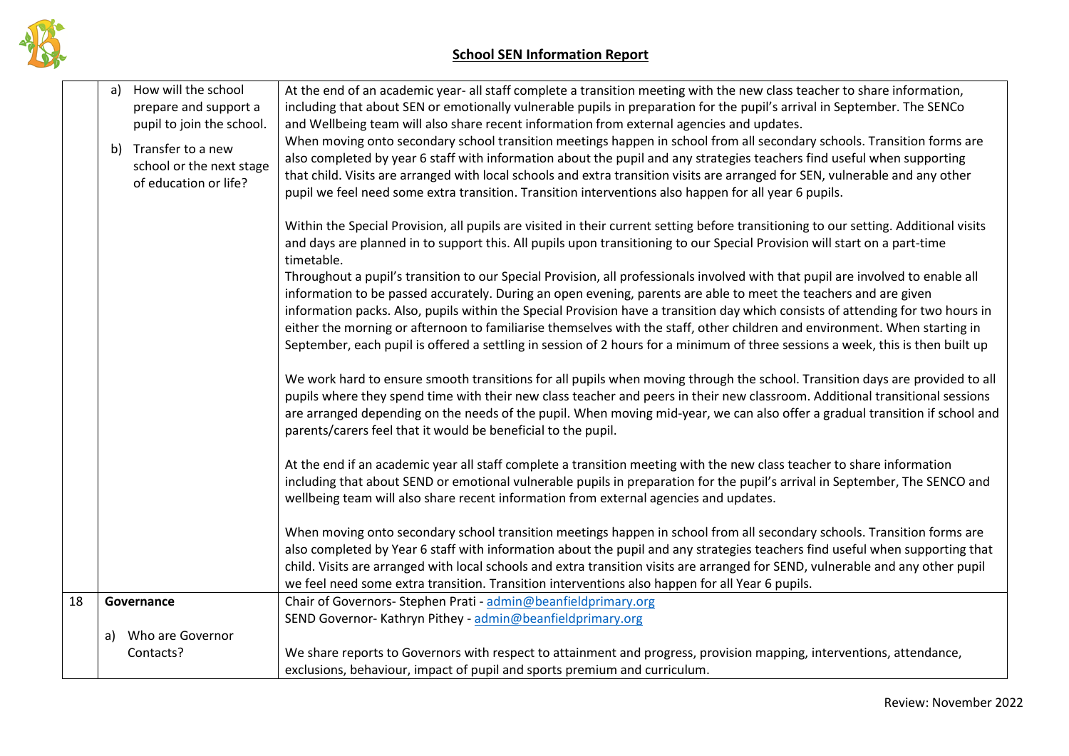## School SEN Information Report

| | | |
|---|---|---|
| | a) How will the school prepare and support a pupil to join the school.<br><br>b) Transfer to a new school or the next stage of education or life? | At the end of an academic year- all staff complete a transition meeting with the new class teacher to share information, including that about SEN or emotionally vulnerable pupils in preparation for the pupil's arrival in September. The SENCo and Wellbeing team will also share recent information from external agencies and updates.<br>When moving onto secondary school transition meetings happen in school from all secondary schools. Transition forms are also completed by year 6 staff with information about the pupil and any strategies teachers find useful when supporting that child. Visits are arranged with local schools and extra transition visits are arranged for SEN, vulnerable and any other pupil we feel need some extra transition. Transition interventions also happen for all year 6 pupils.<br><br>Within the Special Provision, all pupils are visited in their current setting before transitioning to our setting. Additional visits and days are planned in to support this. All pupils upon transitioning to our Special Provision will start on a part-time timetable.<br>Throughout a pupil's transition to our Special Provision, all professionals involved with that pupil are involved to enable all information to be passed accurately. During an open evening, parents are able to meet the teachers and are given information packs. Also, pupils within the Special Provision have a transition day which consists of attending for two hours in either the morning or afternoon to familiarise themselves with the staff, other children and environment. When starting in September, each pupil is offered a settling in session of 2 hours for a minimum of three sessions a week, this is then built up<br><br>We work hard to ensure smooth transitions for all pupils when moving through the school. Transition days are provided to all pupils where they spend time with their new class teacher and peers in their new classroom. Additional transitional sessions are arranged depending on the needs of the pupil. When moving mid-year, we can also offer a gradual transition if school and parents/carers feel that it would be beneficial to the pupil.<br><br>At the end if an academic year all staff complete a transition meeting with the new class teacher to share information including that about SEND or emotional vulnerable pupils in preparation for the pupil's arrival in September, The SENCO and wellbeing team will also share recent information from external agencies and updates.<br><br>When moving onto secondary school transition meetings happen in school from all secondary schools. Transition forms are also completed by Year 6 staff with information about the pupil and any strategies teachers find useful when supporting that child. Visits are arranged with local schools and extra transition visits are arranged for SEND, vulnerable and any other pupil we feel need some extra transition. Transition interventions also happen for all Year 6 pupils. |
| 18 | **Governance**<br><br>a) Who are Governor Contacts? | Chair of Governors- Stephen Prati - admin@beanfieldprimary.org<br>SEND Governor- Kathryn Pithey - admin@beanfieldprimary.org<br><br>We share reports to Governors with respect to attainment and progress, provision mapping, interventions, attendance, exclusions, behaviour, impact of pupil and sports premium and curriculum. |

Review: November 2022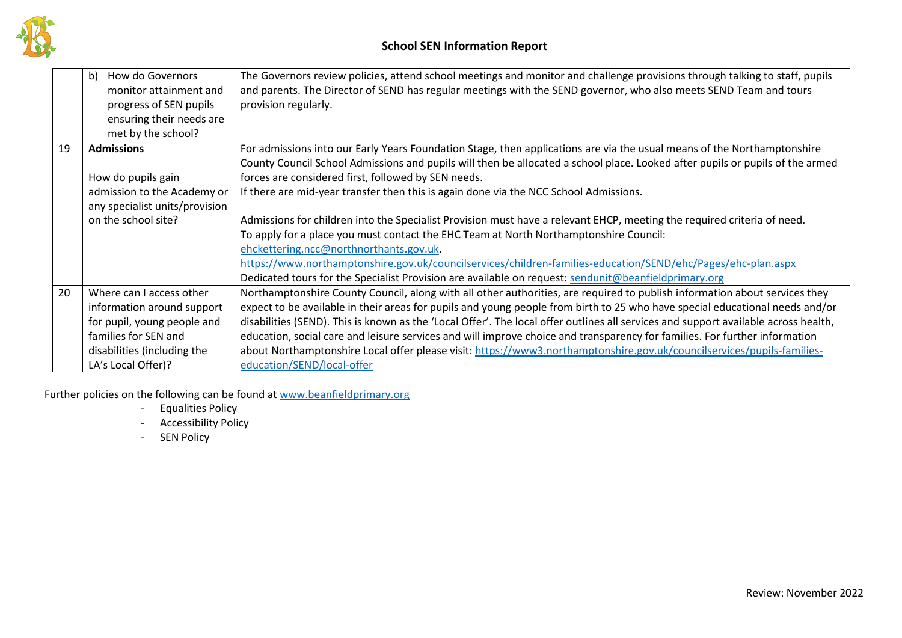## School SEN Information Report

| | | |
|---|---|---|
| | b) How do Governors monitor attainment and progress of SEN pupils ensuring their needs are met by the school? | The Governors review policies, attend school meetings and monitor and challenge provisions through talking to staff, pupils and parents. The Director of SEND has regular meetings with the SEND governor, who also meets SEND Team and tours provision regularly. |
| 19 | **Admissions**<br><br>How do pupils gain admission to the Academy or any specialist units/provision on the school site? | For admissions into our Early Years Foundation Stage, then applications are via the usual means of the Northamptonshire County Council School Admissions and pupils will then be allocated a school place. Looked after pupils or pupils of the armed forces are considered first, followed by SEN needs.<br>If there are mid-year transfer then this is again done via the NCC School Admissions.<br><br>Admissions for children into the Specialist Provision must have a relevant EHCP, meeting the required criteria of need.<br>To apply for a place you must contact the EHC Team at North Northamptonshire Council:<br>ehckettering.ncc@northnorthants.gov.uk.<br>https://www.northamptonshire.gov.uk/councilservices/children-families-education/SEND/ehc/Pages/ehc-plan.aspx<br>Dedicated tours for the Specialist Provision are available on request: sendunit@beanfieldprimary.org |
| 20 | Where can I access other information around support for pupil, young people and families for SEN and disabilities (including the LA's Local Offer)? | Northamptonshire County Council, along with all other authorities, are required to publish information about services they expect to be available in their areas for pupils and young people from birth to 25 who have special educational needs and/or disabilities (SEND). This is known as the 'Local Offer'. The local offer outlines all services and support available across health, education, social care and leisure services and will improve choice and transparency for families. For further information about Northamptonshire Local offer please visit: https://www3.northamptonshire.gov.uk/councilservices/pupils-families-education/SEND/local-offer |

Further policies on the following can be found at www.beanfieldprimary.org

- Equalities Policy
- Accessibility Policy
- SEN Policy

Review: November 2022